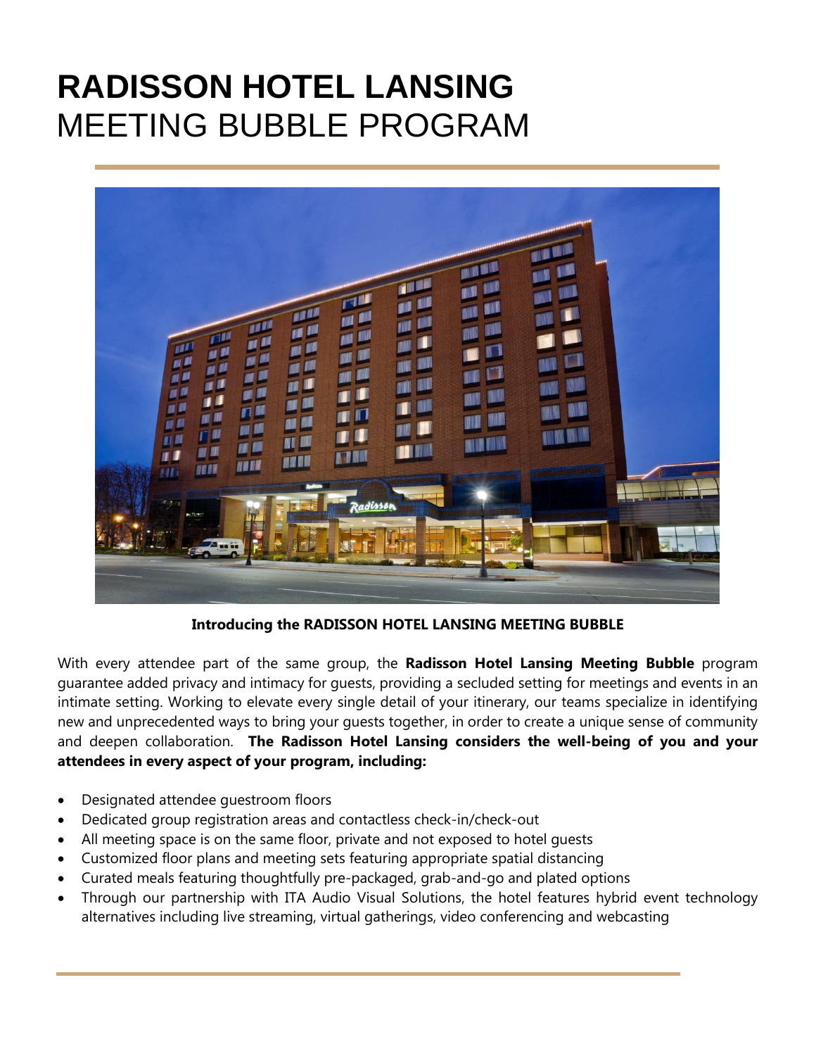# RADISSON HOTEL LANSING
## MEETING BUBBLE PROGRAM

**Introducing the RADISSON HOTEL LANSING MEETING BUBBLE**

With every attendee part of the same group, the **Radisson Hotel Lansing Meeting Bubble** program guarantee added privacy and intimacy for guests, providing a secluded setting for meetings and events in an intimate setting. Working to elevate every single detail of your itinerary, our teams specialize in identifying new and unprecedented ways to bring your guests together, in order to create a unique sense of community and deepen collaboration. **The Radisson Hotel Lansing considers the well-being of you and your attendees in every aspect of your program, including:**

- Designated attendee guestroom floors
- Dedicated group registration areas and contactless check-in/check-out
- All meeting space is on the same floor, private and not exposed to hotel guests
- Customized floor plans and meeting sets featuring appropriate spatial distancing
- Curated meals featuring thoughtfully pre-packaged, grab-and-go and plated options
- Through our partnership with ITA Audio Visual Solutions, the hotel features hybrid event technology alternatives including live streaming, virtual gatherings, video conferencing and webcasting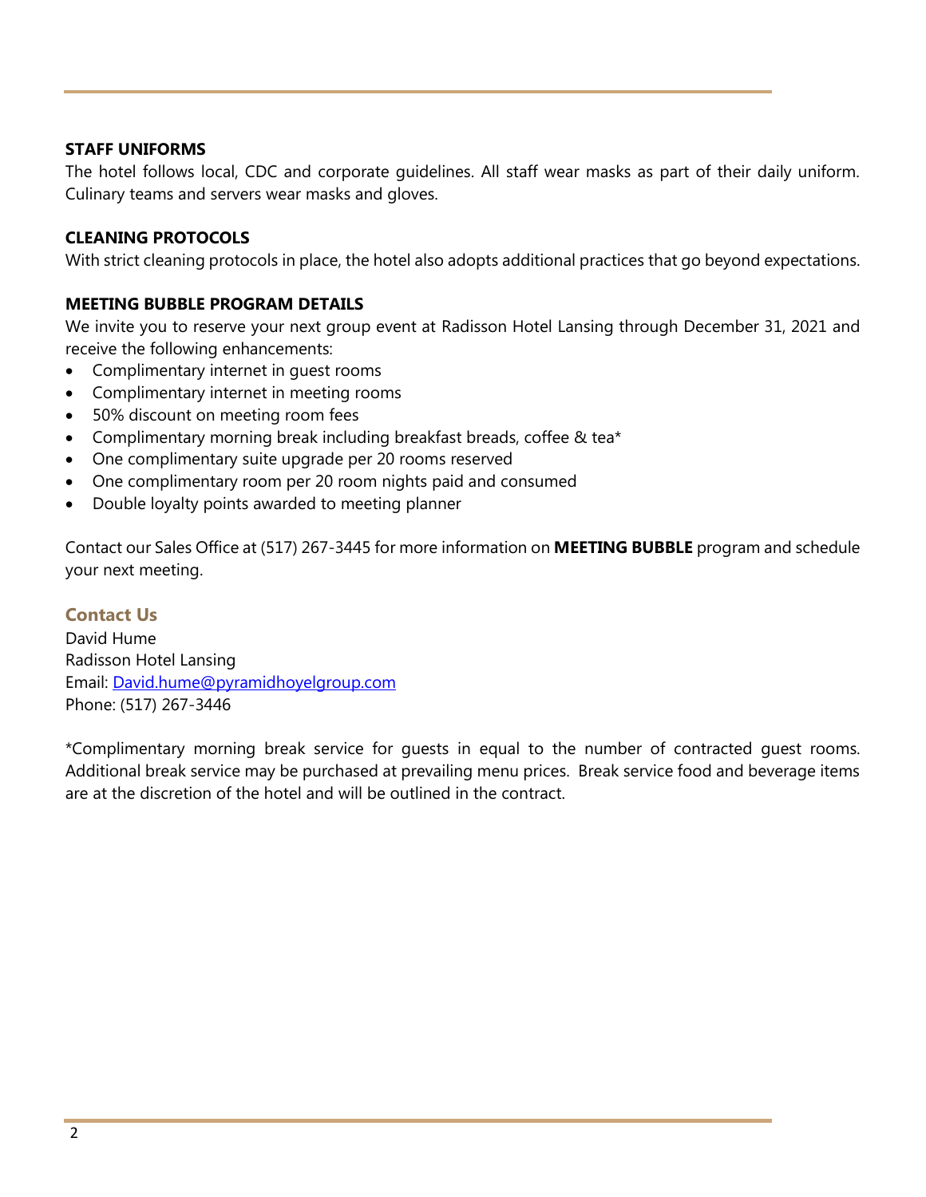**STAFF UNIFORMS**

The hotel follows local, CDC and corporate guidelines. All staff wear masks as part of their daily uniform. Culinary teams and servers wear masks and gloves.

**CLEANING PROTOCOLS**

With strict cleaning protocols in place, the hotel also adopts additional practices that go beyond expectations.

**MEETING BUBBLE PROGRAM DETAILS**

We invite you to reserve your next group event at Radisson Hotel Lansing through December 31, 2021 and receive the following enhancements:

- Complimentary internet in guest rooms
- Complimentary internet in meeting rooms
- 50% discount on meeting room fees
- Complimentary morning break including breakfast breads, coffee & tea*
- One complimentary suite upgrade per 20 rooms reserved
- One complimentary room per 20 room nights paid and consumed
- Double loyalty points awarded to meeting planner

Contact our Sales Office at (517) 267-3445 for more information on **MEETING BUBBLE** program and schedule your next meeting.

## Contact Us

David Hume
Radisson Hotel Lansing
Email: [David.hume@pyramidhoyelgroup.com](mailto:David.hume@pyramidhoyelgroup.com)
Phone: (517) 267-3446

*Complimentary morning break service for guests in equal to the number of contracted guest rooms. Additional break service may be purchased at prevailing menu prices. Break service food and beverage items are at the discretion of the hotel and will be outlined in the contract.